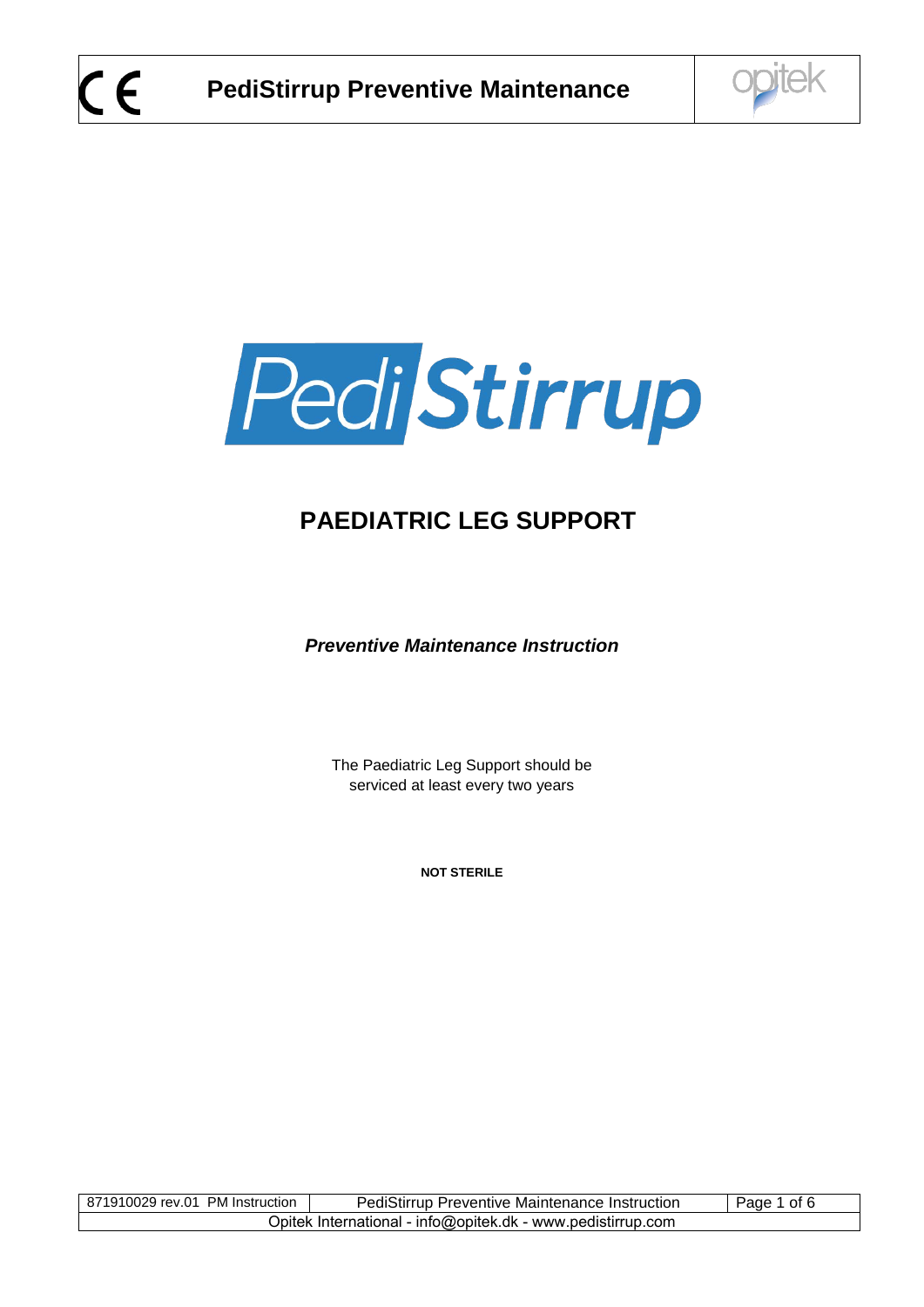# PediStirrup

## PAEDIATRIC LEG SUPPORT

***Preventive Maintenance Instruction***

The Paediatric Leg Support should be serviced at least every two years

**NOT STERILE**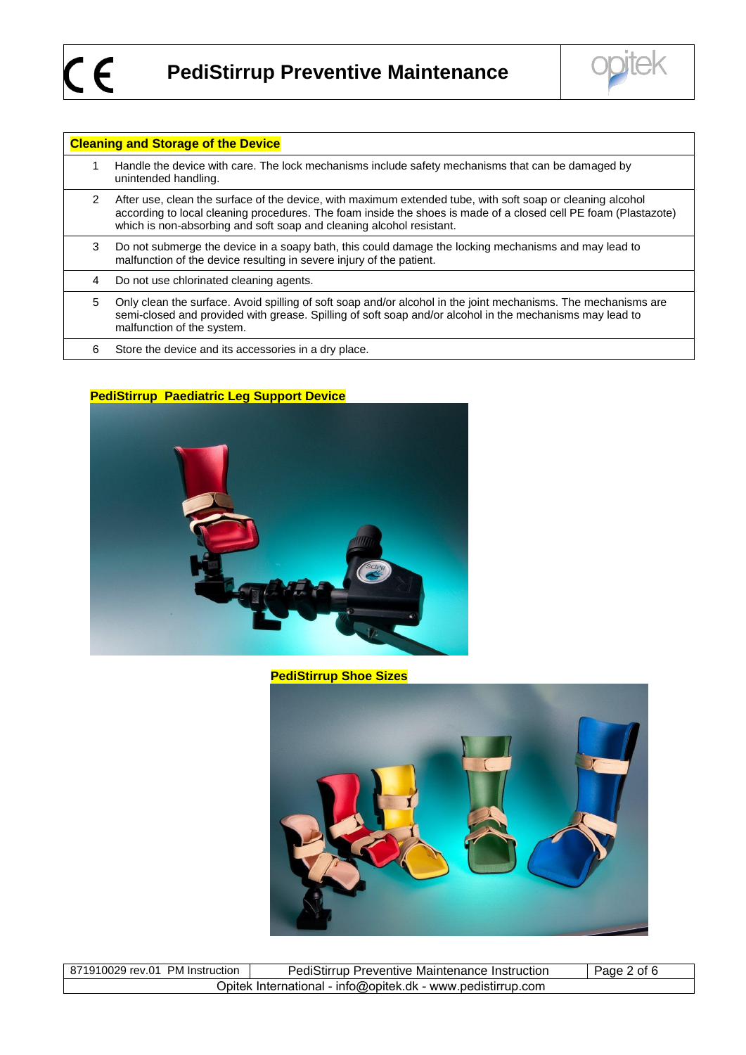| Cleaning and Storage of the Device | |
|---|---|
| 1 | Handle the device with care. The lock mechanisms include safety mechanisms that can be damaged by unintended handling. |
| 2 | After use, clean the surface of the device, with maximum extended tube, with soft soap or cleaning alcohol according to local cleaning procedures. The foam inside the shoes is made of a closed cell PE foam (Plastazote) which is non-absorbing and soft soap and cleaning alcohol resistant. |
| 3 | Do not submerge the device in a soapy bath, this could damage the locking mechanisms and may lead to malfunction of the device resulting in severe injury of the patient. |
| 4 | Do not use chlorinated cleaning agents. |
| 5 | Only clean the surface. Avoid spilling of soft soap and/or alcohol in the joint mechanisms. The mechanisms are semi-closed and provided with grease. Spilling of soft soap and/or alcohol in the mechanisms may lead to malfunction of the system. |
| 6 | Store the device and its accessories in a dry place. |

**PediStirrup Paediatric Leg Support Device**

**PediStirrup Shoe Sizes**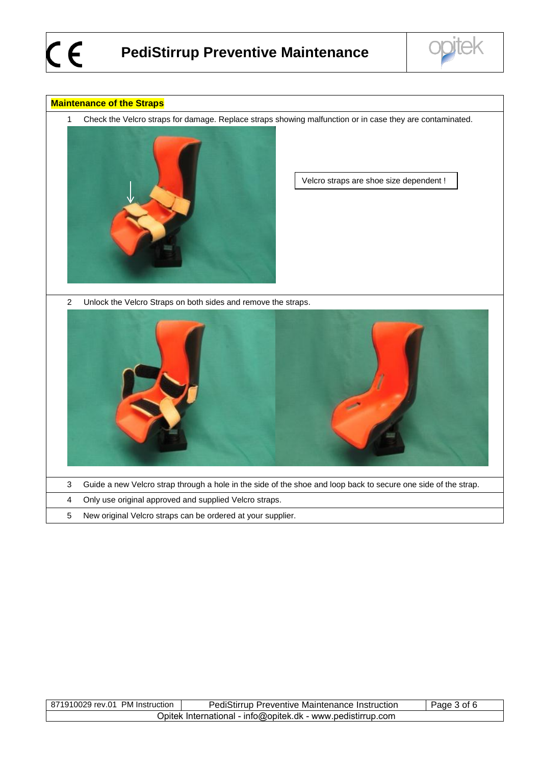## Maintenance of the Straps

1. Check the Velcro straps for damage. Replace straps showing malfunction or in case they are contaminated.

   Velcro straps are shoe size dependent !

2. Unlock the Velcro Straps on both sides and remove the straps.

3. Guide a new Velcro strap through a hole in the side of the shoe and loop back to secure one side of the strap.

4. Only use original approved and supplied Velcro straps.

5. New original Velcro straps can be ordered at your supplier.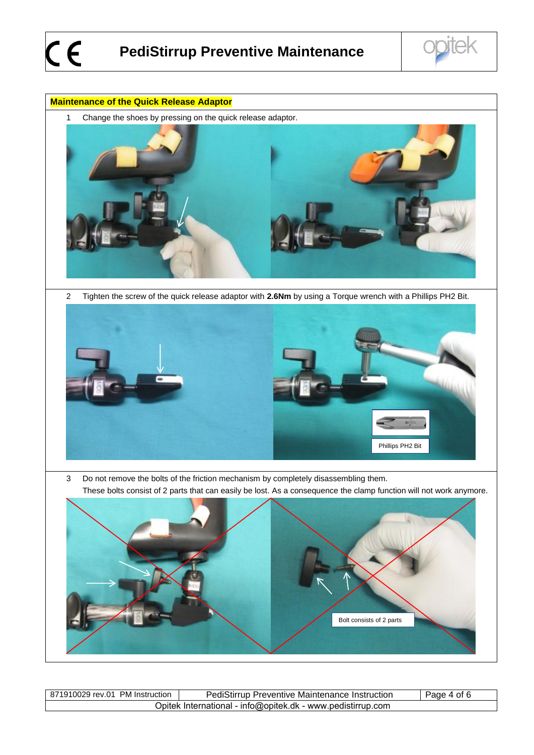## Maintenance of the Quick Release Adaptor

1. Change the shoes by pressing on the quick release adaptor.

2. Tighten the screw of the quick release adaptor with **2.6Nm** by using a Torque wrench with a Phillips PH2 Bit.

   Phillips PH2 Bit

3. Do not remove the bolts of the friction mechanism by completely disassembling them.
   These bolts consist of 2 parts that can easily be lost. As a consequence the clamp function will not work anymore.

   Bolt consists of 2 parts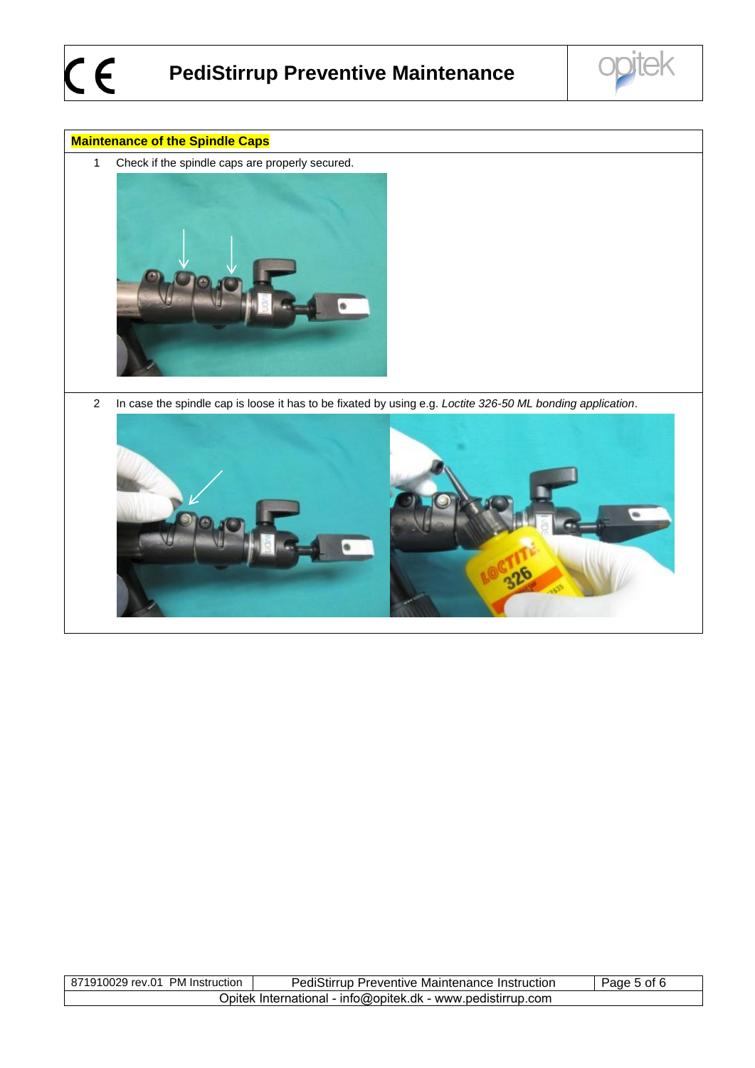## Maintenance of the Spindle Caps

1. Check if the spindle caps are properly secured.

2. In case the spindle cap is loose it has to be fixated by using e.g. *Loctite 326-50 ML bonding application*.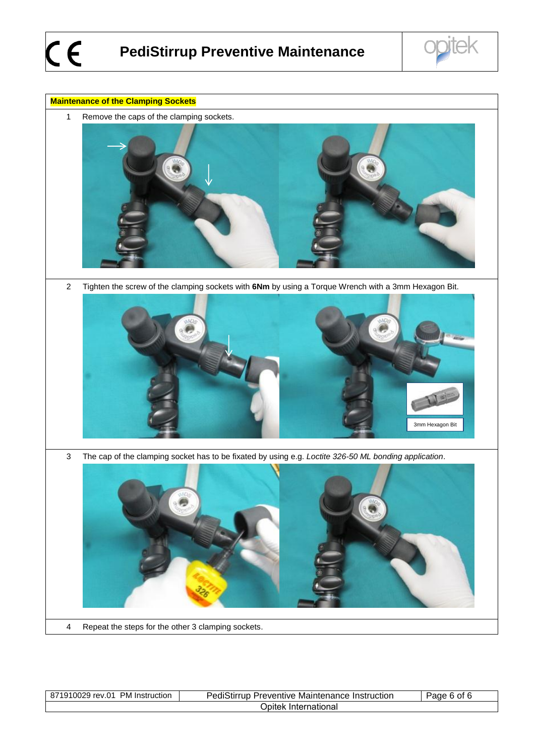# PediStirrup Preventive Maintenance

**Maintenance of the Clamping Sockets**

1. Remove the caps of the clamping sockets.

2. Tighten the screw of the clamping sockets with **6Nm** by using a Torque Wrench with a 3mm Hexagon Bit.

3mm Hexagon Bit

3. The cap of the clamping socket has to be fixated by using e.g. *Loctite 326-50 ML bonding application*.

4. Repeat the steps for the other 3 clamping sockets.